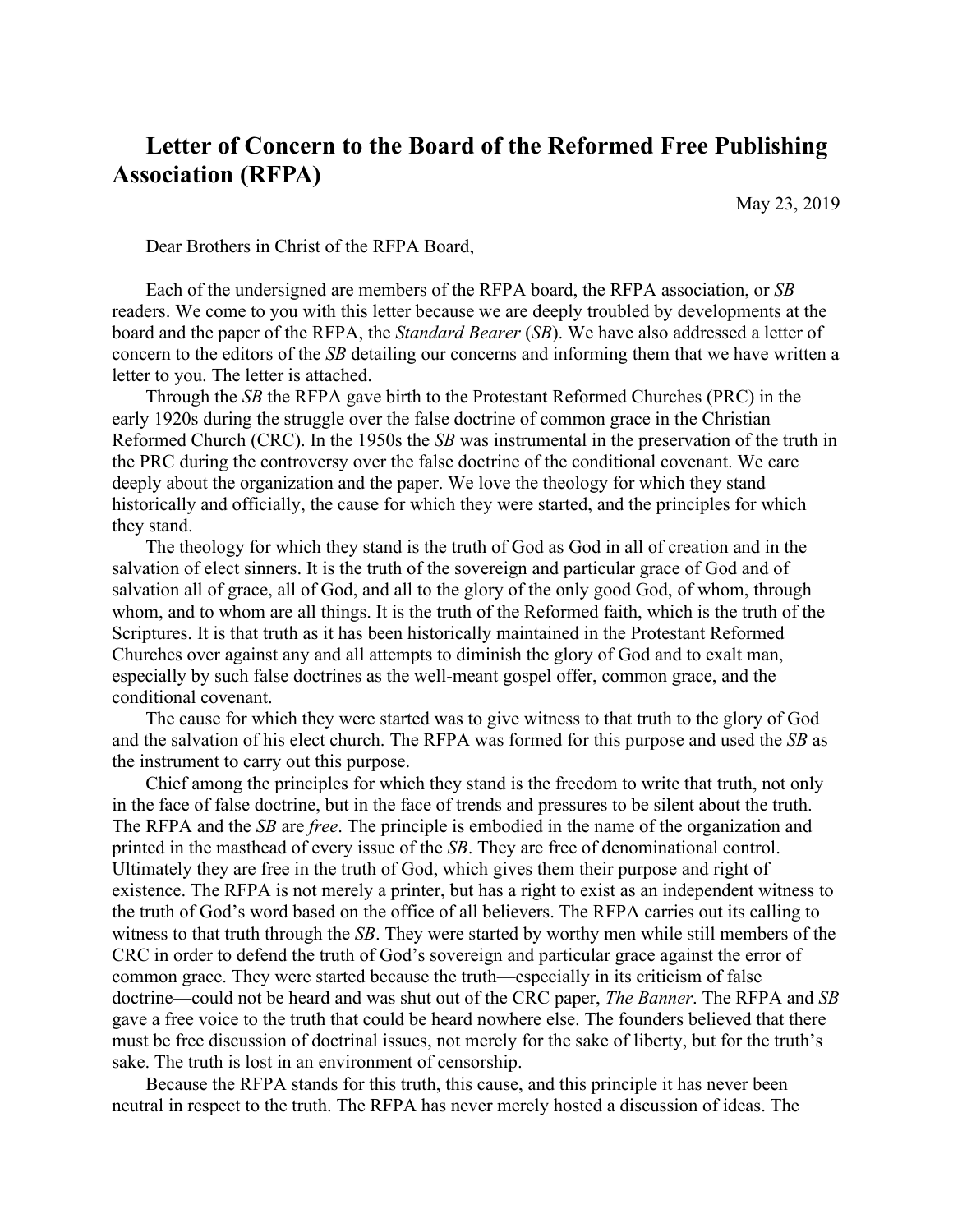# Letter of Concern to the Board of the Reformed Free Publishing Association (RFPA)

May 23, 2019

Dear Brothers in Christ of the RFPA Board,

Each of the undersigned are members of the RFPA board, the RFPA association, or *SB* readers. We come to you with this letter because we are deeply troubled by developments at the board and the paper of the RFPA, the *Standard Bearer* (*SB*). We have also addressed a letter of concern to the editors of the *SB* detailing our concerns and informing them that we have written a letter to you. The letter is attached.

Through the *SB* the RFPA gave birth to the Protestant Reformed Churches (PRC) in the early 1920s during the struggle over the false doctrine of common grace in the Christian Reformed Church (CRC). In the 1950s the *SB* was instrumental in the preservation of the truth in the PRC during the controversy over the false doctrine of the conditional covenant. We care deeply about the organization and the paper. We love the theology for which they stand historically and officially, the cause for which they were started, and the principles for which they stand.

The theology for which they stand is the truth of God as God in all of creation and in the salvation of elect sinners. It is the truth of the sovereign and particular grace of God and of salvation all of grace, all of God, and all to the glory of the only good God, of whom, through whom, and to whom are all things. It is the truth of the Reformed faith, which is the truth of the Scriptures. It is that truth as it has been historically maintained in the Protestant Reformed Churches over against any and all attempts to diminish the glory of God and to exalt man, especially by such false doctrines as the well-meant gospel offer, common grace, and the conditional covenant.

The cause for which they were started was to give witness to that truth to the glory of God and the salvation of his elect church. The RFPA was formed for this purpose and used the *SB* as the instrument to carry out this purpose.

Chief among the principles for which they stand is the freedom to write that truth, not only in the face of false doctrine, but in the face of trends and pressures to be silent about the truth. The RFPA and the *SB* are *free*. The principle is embodied in the name of the organization and printed in the masthead of every issue of the *SB*. They are free of denominational control. Ultimately they are free in the truth of God, which gives them their purpose and right of existence. The RFPA is not merely a printer, but has a right to exist as an independent witness to the truth of God's word based on the office of all believers. The RFPA carries out its calling to witness to that truth through the *SB*. They were started by worthy men while still members of the CRC in order to defend the truth of God's sovereign and particular grace against the error of common grace. They were started because the truth—especially in its criticism of false doctrine—could not be heard and was shut out of the CRC paper, *The Banner*. The RFPA and *SB* gave a free voice to the truth that could be heard nowhere else. The founders believed that there must be free discussion of doctrinal issues, not merely for the sake of liberty, but for the truth's sake. The truth is lost in an environment of censorship.

Because the RFPA stands for this truth, this cause, and this principle it has never been neutral in respect to the truth. The RFPA has never merely hosted a discussion of ideas. The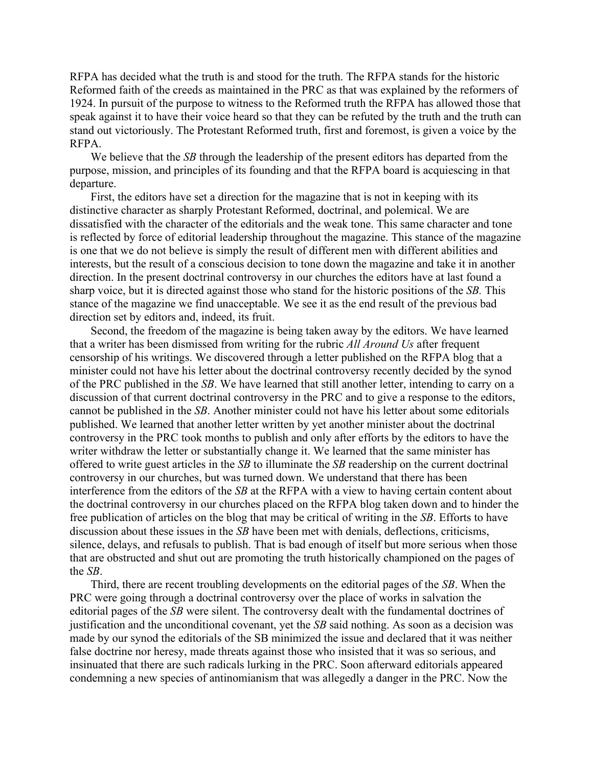RFPA has decided what the truth is and stood for the truth. The RFPA stands for the historic Reformed faith of the creeds as maintained in the PRC as that was explained by the reformers of 1924. In pursuit of the purpose to witness to the Reformed truth the RFPA has allowed those that speak against it to have their voice heard so that they can be refuted by the truth and the truth can stand out victoriously. The Protestant Reformed truth, first and foremost, is given a voice by the RFPA.

We believe that the *SB* through the leadership of the present editors has departed from the purpose, mission, and principles of its founding and that the RFPA board is acquiescing in that departure.

First, the editors have set a direction for the magazine that is not in keeping with its distinctive character as sharply Protestant Reformed, doctrinal, and polemical. We are dissatisfied with the character of the editorials and the weak tone. This same character and tone is reflected by force of editorial leadership throughout the magazine. This stance of the magazine is one that we do not believe is simply the result of different men with different abilities and interests, but the result of a conscious decision to tone down the magazine and take it in another direction. In the present doctrinal controversy in our churches the editors have at last found a sharp voice, but it is directed against those who stand for the historic positions of the *SB*. This stance of the magazine we find unacceptable. We see it as the end result of the previous bad direction set by editors and, indeed, its fruit.

Second, the freedom of the magazine is being taken away by the editors. We have learned that a writer has been dismissed from writing for the rubric *All Around Us* after frequent censorship of his writings. We discovered through a letter published on the RFPA blog that a minister could not have his letter about the doctrinal controversy recently decided by the synod of the PRC published in the *SB*. We have learned that still another letter, intending to carry on a discussion of that current doctrinal controversy in the PRC and to give a response to the editors, cannot be published in the *SB*. Another minister could not have his letter about some editorials published. We learned that another letter written by yet another minister about the doctrinal controversy in the PRC took months to publish and only after efforts by the editors to have the writer withdraw the letter or substantially change it. We learned that the same minister has offered to write guest articles in the *SB* to illuminate the *SB* readership on the current doctrinal controversy in our churches, but was turned down. We understand that there has been interference from the editors of the *SB* at the RFPA with a view to having certain content about the doctrinal controversy in our churches placed on the RFPA blog taken down and to hinder the free publication of articles on the blog that may be critical of writing in the *SB*. Efforts to have discussion about these issues in the *SB* have been met with denials, deflections, criticisms, silence, delays, and refusals to publish. That is bad enough of itself but more serious when those that are obstructed and shut out are promoting the truth historically championed on the pages of the *SB*.

Third, there are recent troubling developments on the editorial pages of the *SB*. When the PRC were going through a doctrinal controversy over the place of works in salvation the editorial pages of the *SB* were silent. The controversy dealt with the fundamental doctrines of justification and the unconditional covenant, yet the *SB* said nothing. As soon as a decision was made by our synod the editorials of the SB minimized the issue and declared that it was neither false doctrine nor heresy, made threats against those who insisted that it was so serious, and insinuated that there are such radicals lurking in the PRC. Soon afterward editorials appeared condemning a new species of antinomianism that was allegedly a danger in the PRC. Now the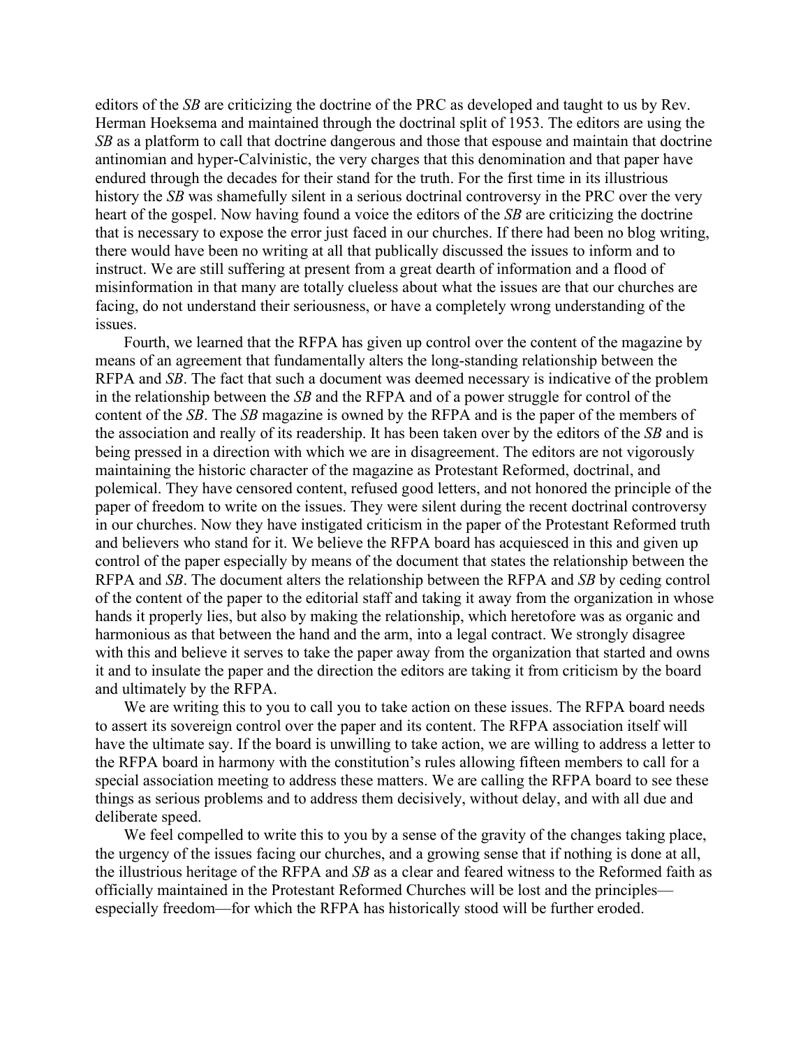editors of the *SB* are criticizing the doctrine of the PRC as developed and taught to us by Rev. Herman Hoeksema and maintained through the doctrinal split of 1953. The editors are using the *SB* as a platform to call that doctrine dangerous and those that espouse and maintain that doctrine antinomian and hyper-Calvinistic, the very charges that this denomination and that paper have endured through the decades for their stand for the truth. For the first time in its illustrious history the *SB* was shamefully silent in a serious doctrinal controversy in the PRC over the very heart of the gospel. Now having found a voice the editors of the *SB* are criticizing the doctrine that is necessary to expose the error just faced in our churches. If there had been no blog writing, there would have been no writing at all that publically discussed the issues to inform and to instruct. We are still suffering at present from a great dearth of information and a flood of misinformation in that many are totally clueless about what the issues are that our churches are facing, do not understand their seriousness, or have a completely wrong understanding of the issues.

Fourth, we learned that the RFPA has given up control over the content of the magazine by means of an agreement that fundamentally alters the long-standing relationship between the RFPA and *SB*. The fact that such a document was deemed necessary is indicative of the problem in the relationship between the *SB* and the RFPA and of a power struggle for control of the content of the *SB*. The *SB* magazine is owned by the RFPA and is the paper of the members of the association and really of its readership. It has been taken over by the editors of the *SB* and is being pressed in a direction with which we are in disagreement. The editors are not vigorously maintaining the historic character of the magazine as Protestant Reformed, doctrinal, and polemical. They have censored content, refused good letters, and not honored the principle of the paper of freedom to write on the issues. They were silent during the recent doctrinal controversy in our churches. Now they have instigated criticism in the paper of the Protestant Reformed truth and believers who stand for it. We believe the RFPA board has acquiesced in this and given up control of the paper especially by means of the document that states the relationship between the RFPA and *SB*. The document alters the relationship between the RFPA and *SB* by ceding control of the content of the paper to the editorial staff and taking it away from the organization in whose hands it properly lies, but also by making the relationship, which heretofore was as organic and harmonious as that between the hand and the arm, into a legal contract. We strongly disagree with this and believe it serves to take the paper away from the organization that started and owns it and to insulate the paper and the direction the editors are taking it from criticism by the board and ultimately by the RFPA.

We are writing this to you to call you to take action on these issues. The RFPA board needs to assert its sovereign control over the paper and its content. The RFPA association itself will have the ultimate say. If the board is unwilling to take action, we are willing to address a letter to the RFPA board in harmony with the constitution's rules allowing fifteen members to call for a special association meeting to address these matters. We are calling the RFPA board to see these things as serious problems and to address them decisively, without delay, and with all due and deliberate speed.

We feel compelled to write this to you by a sense of the gravity of the changes taking place, the urgency of the issues facing our churches, and a growing sense that if nothing is done at all, the illustrious heritage of the RFPA and *SB* as a clear and feared witness to the Reformed faith as officially maintained in the Protestant Reformed Churches will be lost and the principles—especially freedom—for which the RFPA has historically stood will be further eroded.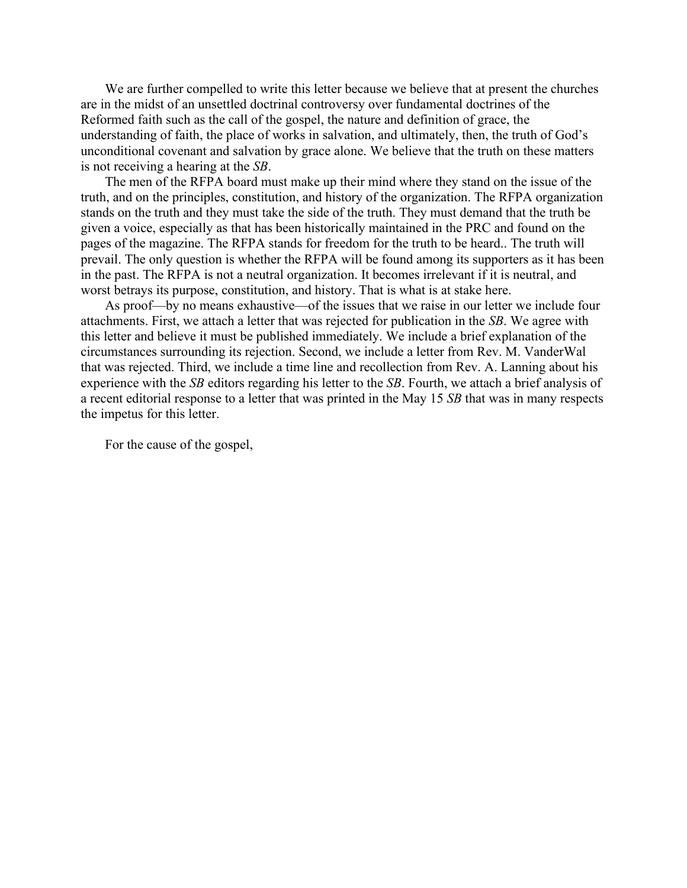We are further compelled to write this letter because we believe that at present the churches are in the midst of an unsettled doctrinal controversy over fundamental doctrines of the Reformed faith such as the call of the gospel, the nature and definition of grace, the understanding of faith, the place of works in salvation, and ultimately, then, the truth of God's unconditional covenant and salvation by grace alone. We believe that the truth on these matters is not receiving a hearing at the *SB*.

The men of the RFPA board must make up their mind where they stand on the issue of the truth, and on the principles, constitution, and history of the organization. The RFPA organization stands on the truth and they must take the side of the truth. They must demand that the truth be given a voice, especially as that has been historically maintained in the PRC and found on the pages of the magazine. The RFPA stands for freedom for the truth to be heard.. The truth will prevail. The only question is whether the RFPA will be found among its supporters as it has been in the past. The RFPA is not a neutral organization. It becomes irrelevant if it is neutral, and worst betrays its purpose, constitution, and history. That is what is at stake here.

As proof—by no means exhaustive—of the issues that we raise in our letter we include four attachments. First, we attach a letter that was rejected for publication in the *SB*. We agree with this letter and believe it must be published immediately. We include a brief explanation of the circumstances surrounding its rejection. Second, we include a letter from Rev. M. VanderWal that was rejected. Third, we include a time line and recollection from Rev. A. Lanning about his experience with the *SB* editors regarding his letter to the *SB*. Fourth, we attach a brief analysis of a recent editorial response to a letter that was printed in the May 15 *SB* that was in many respects the impetus for this letter.

For the cause of the gospel,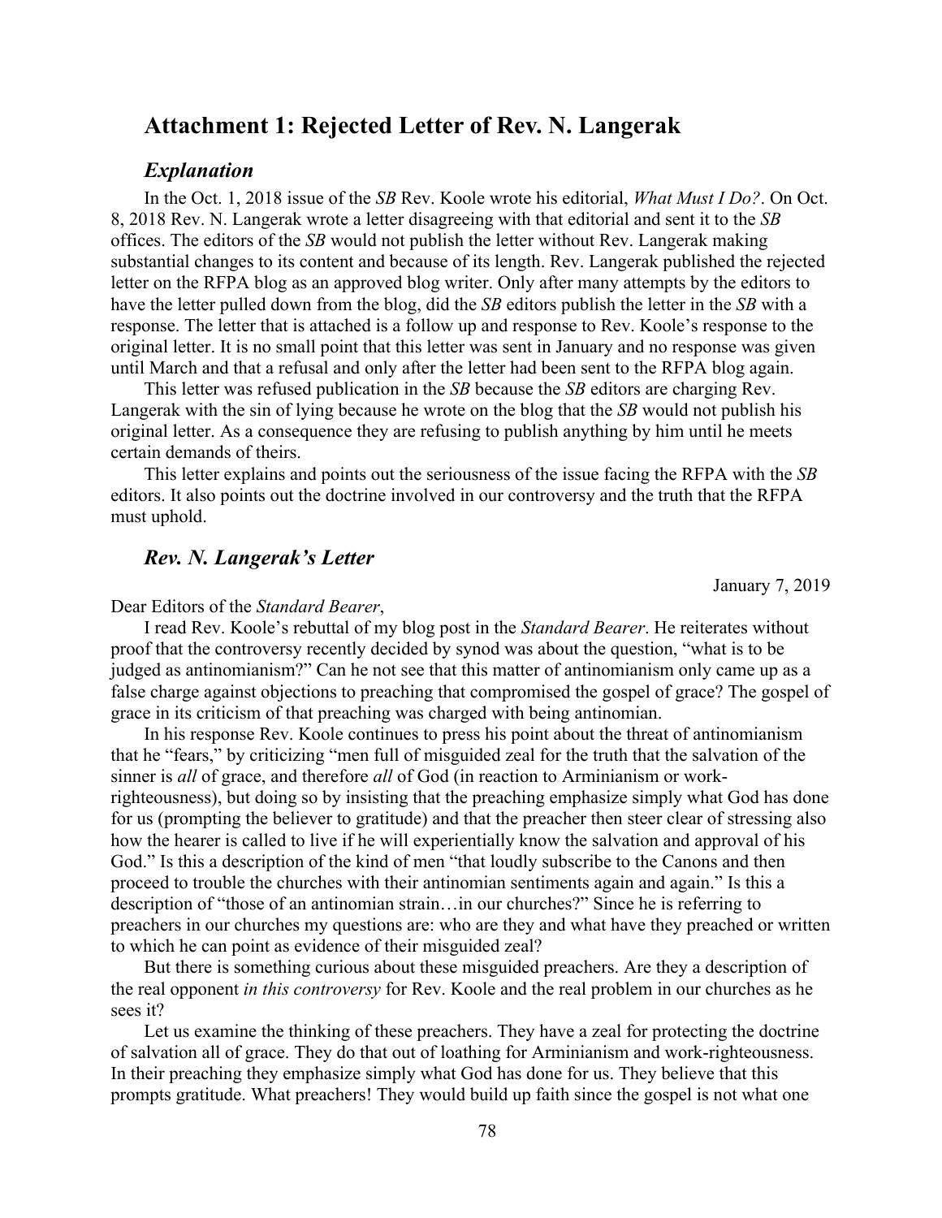## Attachment 1: Rejected Letter of Rev. N. Langerak

### *Explanation*

In the Oct. 1, 2018 issue of the *SB* Rev. Koole wrote his editorial, *What Must I Do?*. On Oct. 8, 2018 Rev. N. Langerak wrote a letter disagreeing with that editorial and sent it to the *SB* offices. The editors of the *SB* would not publish the letter without Rev. Langerak making substantial changes to its content and because of its length. Rev. Langerak published the rejected letter on the RFPA blog as an approved blog writer. Only after many attempts by the editors to have the letter pulled down from the blog, did the *SB* editors publish the letter in the *SB* with a response. The letter that is attached is a follow up and response to Rev. Koole's response to the original letter. It is no small point that this letter was sent in January and no response was given until March and that a refusal and only after the letter had been sent to the RFPA blog again.

This letter was refused publication in the *SB* because the *SB* editors are charging Rev. Langerak with the sin of lying because he wrote on the blog that the *SB* would not publish his original letter. As a consequence they are refusing to publish anything by him until he meets certain demands of theirs.

This letter explains and points out the seriousness of the issue facing the RFPA with the *SB* editors. It also points out the doctrine involved in our controversy and the truth that the RFPA must uphold.

### *Rev. N. Langerak's Letter*

January 7, 2019

Dear Editors of the *Standard Bearer*,

I read Rev. Koole's rebuttal of my blog post in the *Standard Bearer*. He reiterates without proof that the controversy recently decided by synod was about the question, "what is to be judged as antinomianism?" Can he not see that this matter of antinomianism only came up as a false charge against objections to preaching that compromised the gospel of grace? The gospel of grace in its criticism of that preaching was charged with being antinomian.

In his response Rev. Koole continues to press his point about the threat of antinomianism that he "fears," by criticizing "men full of misguided zeal for the truth that the salvation of the sinner is *all* of grace, and therefore *all* of God (in reaction to Arminianism or work-righteousness), but doing so by insisting that the preaching emphasize simply what God has done for us (prompting the believer to gratitude) and that the preacher then steer clear of stressing also how the hearer is called to live if he will experientially know the salvation and approval of his God." Is this a description of the kind of men "that loudly subscribe to the Canons and then proceed to trouble the churches with their antinomian sentiments again and again." Is this a description of "those of an antinomian strain…in our churches?" Since he is referring to preachers in our churches my questions are: who are they and what have they preached or written to which he can point as evidence of their misguided zeal?

But there is something curious about these misguided preachers. Are they a description of the real opponent *in this controversy* for Rev. Koole and the real problem in our churches as he sees it?

Let us examine the thinking of these preachers. They have a zeal for protecting the doctrine of salvation all of grace. They do that out of loathing for Arminianism and work-righteousness. In their preaching they emphasize simply what God has done for us. They believe that this prompts gratitude. What preachers! They would build up faith since the gospel is not what one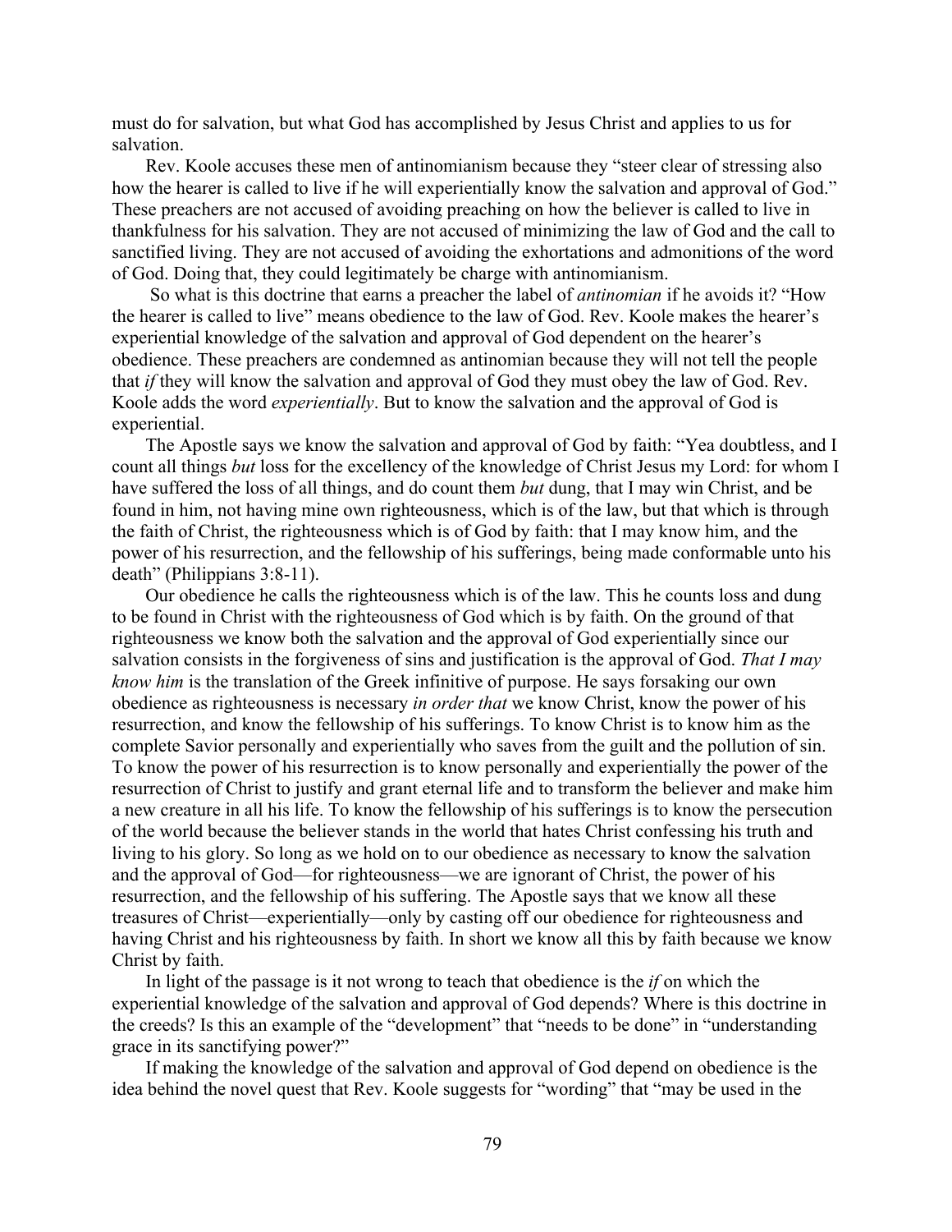must do for salvation, but what God has accomplished by Jesus Christ and applies to us for salvation.

Rev. Koole accuses these men of antinomianism because they "steer clear of stressing also how the hearer is called to live if he will experientially know the salvation and approval of God." These preachers are not accused of avoiding preaching on how the believer is called to live in thankfulness for his salvation. They are not accused of minimizing the law of God and the call to sanctified living. They are not accused of avoiding the exhortations and admonitions of the word of God. Doing that, they could legitimately be charge with antinomianism.

So what is this doctrine that earns a preacher the label of *antinomian* if he avoids it? "How the hearer is called to live" means obedience to the law of God. Rev. Koole makes the hearer's experiential knowledge of the salvation and approval of God dependent on the hearer's obedience. These preachers are condemned as antinomian because they will not tell the people that *if* they will know the salvation and approval of God they must obey the law of God. Rev. Koole adds the word *experientially*. But to know the salvation and the approval of God is experiential.

The Apostle says we know the salvation and approval of God by faith: "Yea doubtless, and I count all things *but* loss for the excellency of the knowledge of Christ Jesus my Lord: for whom I have suffered the loss of all things, and do count them *but* dung, that I may win Christ, and be found in him, not having mine own righteousness, which is of the law, but that which is through the faith of Christ, the righteousness which is of God by faith: that I may know him, and the power of his resurrection, and the fellowship of his sufferings, being made conformable unto his death" (Philippians 3:8-11).

Our obedience he calls the righteousness which is of the law. This he counts loss and dung to be found in Christ with the righteousness of God which is by faith. On the ground of that righteousness we know both the salvation and the approval of God experientially since our salvation consists in the forgiveness of sins and justification is the approval of God. *That I may know him* is the translation of the Greek infinitive of purpose. He says forsaking our own obedience as righteousness is necessary *in order that* we know Christ, know the power of his resurrection, and know the fellowship of his sufferings. To know Christ is to know him as the complete Savior personally and experientially who saves from the guilt and the pollution of sin. To know the power of his resurrection is to know personally and experientially the power of the resurrection of Christ to justify and grant eternal life and to transform the believer and make him a new creature in all his life. To know the fellowship of his sufferings is to know the persecution of the world because the believer stands in the world that hates Christ confessing his truth and living to his glory. So long as we hold on to our obedience as necessary to know the salvation and the approval of God—for righteousness—we are ignorant of Christ, the power of his resurrection, and the fellowship of his suffering. The Apostle says that we know all these treasures of Christ—experientially—only by casting off our obedience for righteousness and having Christ and his righteousness by faith. In short we know all this by faith because we know Christ by faith.

In light of the passage is it not wrong to teach that obedience is the *if* on which the experiential knowledge of the salvation and approval of God depends? Where is this doctrine in the creeds? Is this an example of the "development" that "needs to be done" in "understanding grace in its sanctifying power?"

If making the knowledge of the salvation and approval of God depend on obedience is the idea behind the novel quest that Rev. Koole suggests for "wording" that "may be used in the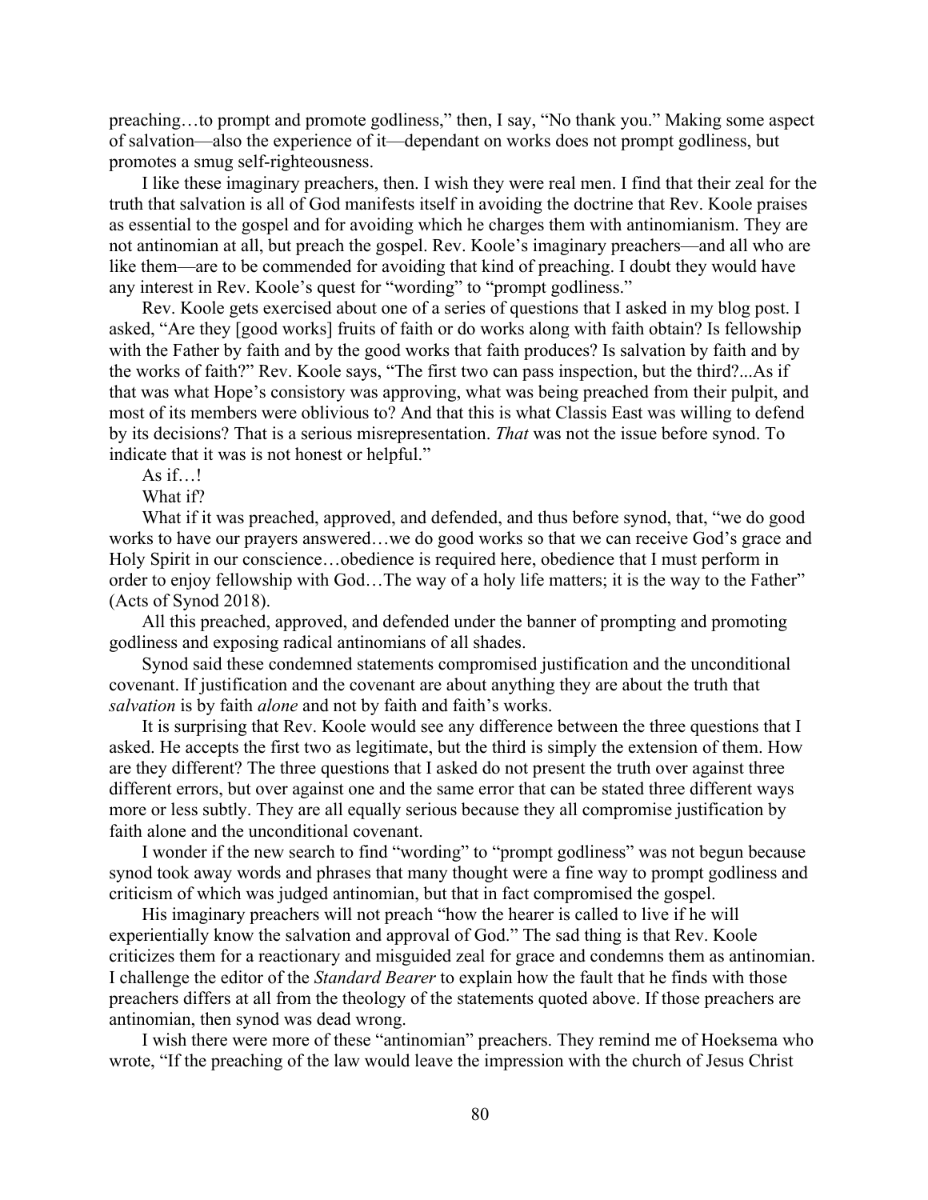preaching…to prompt and promote godliness," then, I say, "No thank you." Making some aspect of salvation—also the experience of it—dependant on works does not prompt godliness, but promotes a smug self-righteousness.

I like these imaginary preachers, then. I wish they were real men. I find that their zeal for the truth that salvation is all of God manifests itself in avoiding the doctrine that Rev. Koole praises as essential to the gospel and for avoiding which he charges them with antinomianism. They are not antinomian at all, but preach the gospel. Rev. Koole's imaginary preachers—and all who are like them—are to be commended for avoiding that kind of preaching. I doubt they would have any interest in Rev. Koole's quest for "wording" to "prompt godliness."

Rev. Koole gets exercised about one of a series of questions that I asked in my blog post. I asked, "Are they [good works] fruits of faith or do works along with faith obtain? Is fellowship with the Father by faith and by the good works that faith produces? Is salvation by faith and by the works of faith?" Rev. Koole says, "The first two can pass inspection, but the third?...As if that was what Hope's consistory was approving, what was being preached from their pulpit, and most of its members were oblivious to? And that this is what Classis East was willing to defend by its decisions? That is a serious misrepresentation. *That* was not the issue before synod. To indicate that it was is not honest or helpful."

As if…!

What if?

What if it was preached, approved, and defended, and thus before synod, that, "we do good works to have our prayers answered…we do good works so that we can receive God's grace and Holy Spirit in our conscience…obedience is required here, obedience that I must perform in order to enjoy fellowship with God…The way of a holy life matters; it is the way to the Father" (Acts of Synod 2018).

All this preached, approved, and defended under the banner of prompting and promoting godliness and exposing radical antinomians of all shades.

Synod said these condemned statements compromised justification and the unconditional covenant. If justification and the covenant are about anything they are about the truth that *salvation* is by faith *alone* and not by faith and faith's works.

It is surprising that Rev. Koole would see any difference between the three questions that I asked. He accepts the first two as legitimate, but the third is simply the extension of them. How are they different? The three questions that I asked do not present the truth over against three different errors, but over against one and the same error that can be stated three different ways more or less subtly. They are all equally serious because they all compromise justification by faith alone and the unconditional covenant.

I wonder if the new search to find "wording" to "prompt godliness" was not begun because synod took away words and phrases that many thought were a fine way to prompt godliness and criticism of which was judged antinomian, but that in fact compromised the gospel.

His imaginary preachers will not preach "how the hearer is called to live if he will experientially know the salvation and approval of God." The sad thing is that Rev. Koole criticizes them for a reactionary and misguided zeal for grace and condemns them as antinomian. I challenge the editor of the *Standard Bearer* to explain how the fault that he finds with those preachers differs at all from the theology of the statements quoted above. If those preachers are antinomian, then synod was dead wrong.

I wish there were more of these "antinomian" preachers. They remind me of Hoeksema who wrote, "If the preaching of the law would leave the impression with the church of Jesus Christ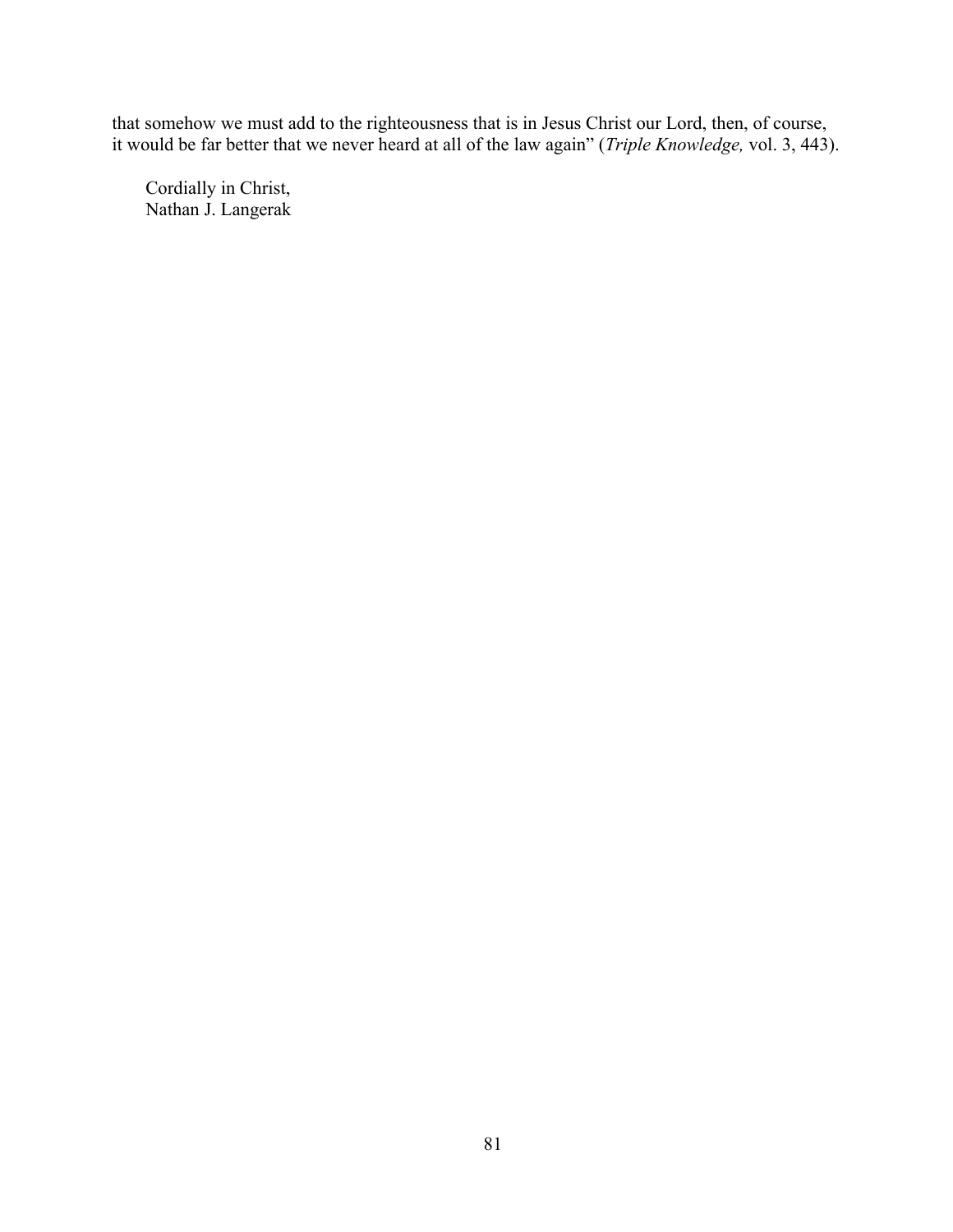that somehow we must add to the righteousness that is in Jesus Christ our Lord, then, of course, it would be far better that we never heard at all of the law again" (*Triple Knowledge,* vol. 3, 443).

Cordially in Christ,
Nathan J. Langerak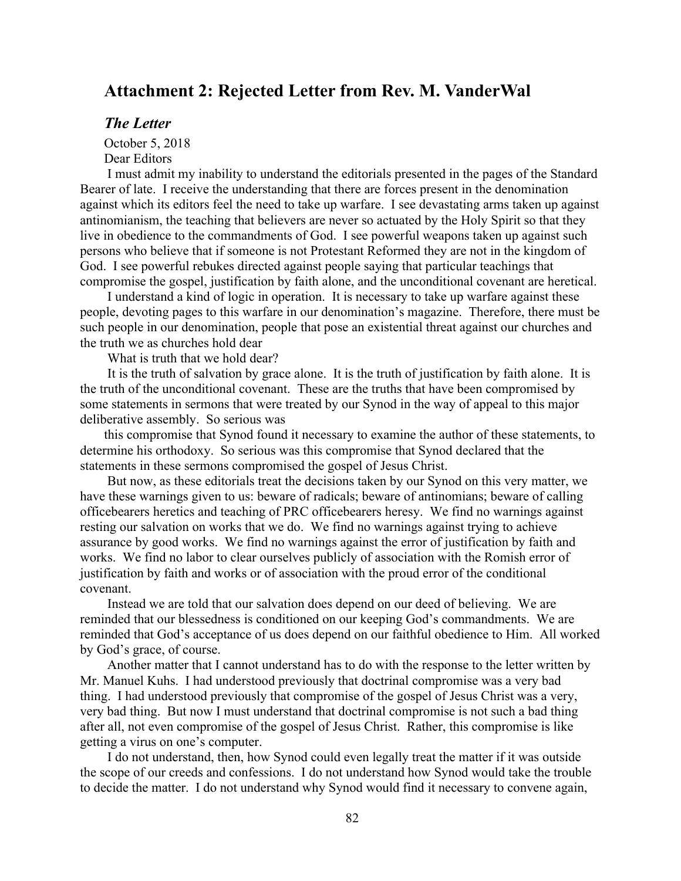## Attachment 2: Rejected Letter from Rev. M. VanderWal

### *The Letter*

October 5, 2018

Dear Editors

I must admit my inability to understand the editorials presented in the pages of the Standard Bearer of late. I receive the understanding that there are forces present in the denomination against which its editors feel the need to take up warfare. I see devastating arms taken up against antinomianism, the teaching that believers are never so actuated by the Holy Spirit so that they live in obedience to the commandments of God. I see powerful weapons taken up against such persons who believe that if someone is not Protestant Reformed they are not in the kingdom of God. I see powerful rebukes directed against people saying that particular teachings that compromise the gospel, justification by faith alone, and the unconditional covenant are heretical.

I understand a kind of logic in operation. It is necessary to take up warfare against these people, devoting pages to this warfare in our denomination's magazine. Therefore, there must be such people in our denomination, people that pose an existential threat against our churches and the truth we as churches hold dear

What is truth that we hold dear?

It is the truth of salvation by grace alone. It is the truth of justification by faith alone. It is the truth of the unconditional covenant. These are the truths that have been compromised by some statements in sermons that were treated by our Synod in the way of appeal to this major deliberative assembly. So serious was this compromise that Synod found it necessary to examine the author of these statements, to determine his orthodoxy. So serious was this compromise that Synod declared that the statements in these sermons compromised the gospel of Jesus Christ.

But now, as these editorials treat the decisions taken by our Synod on this very matter, we have these warnings given to us: beware of radicals; beware of antinomians; beware of calling officebearers heretics and teaching of PRC officebearers heresy. We find no warnings against resting our salvation on works that we do. We find no warnings against trying to achieve assurance by good works. We find no warnings against the error of justification by faith and works. We find no labor to clear ourselves publicly of association with the Romish error of justification by faith and works or of association with the proud error of the conditional covenant.

Instead we are told that our salvation does depend on our deed of believing. We are reminded that our blessedness is conditioned on our keeping God's commandments. We are reminded that God's acceptance of us does depend on our faithful obedience to Him. All worked by God's grace, of course.

Another matter that I cannot understand has to do with the response to the letter written by Mr. Manuel Kuhs. I had understood previously that doctrinal compromise was a very bad thing. I had understood previously that compromise of the gospel of Jesus Christ was a very, very bad thing. But now I must understand that doctrinal compromise is not such a bad thing after all, not even compromise of the gospel of Jesus Christ. Rather, this compromise is like getting a virus on one's computer.

I do not understand, then, how Synod could even legally treat the matter if it was outside the scope of our creeds and confessions. I do not understand how Synod would take the trouble to decide the matter. I do not understand why Synod would find it necessary to convene again,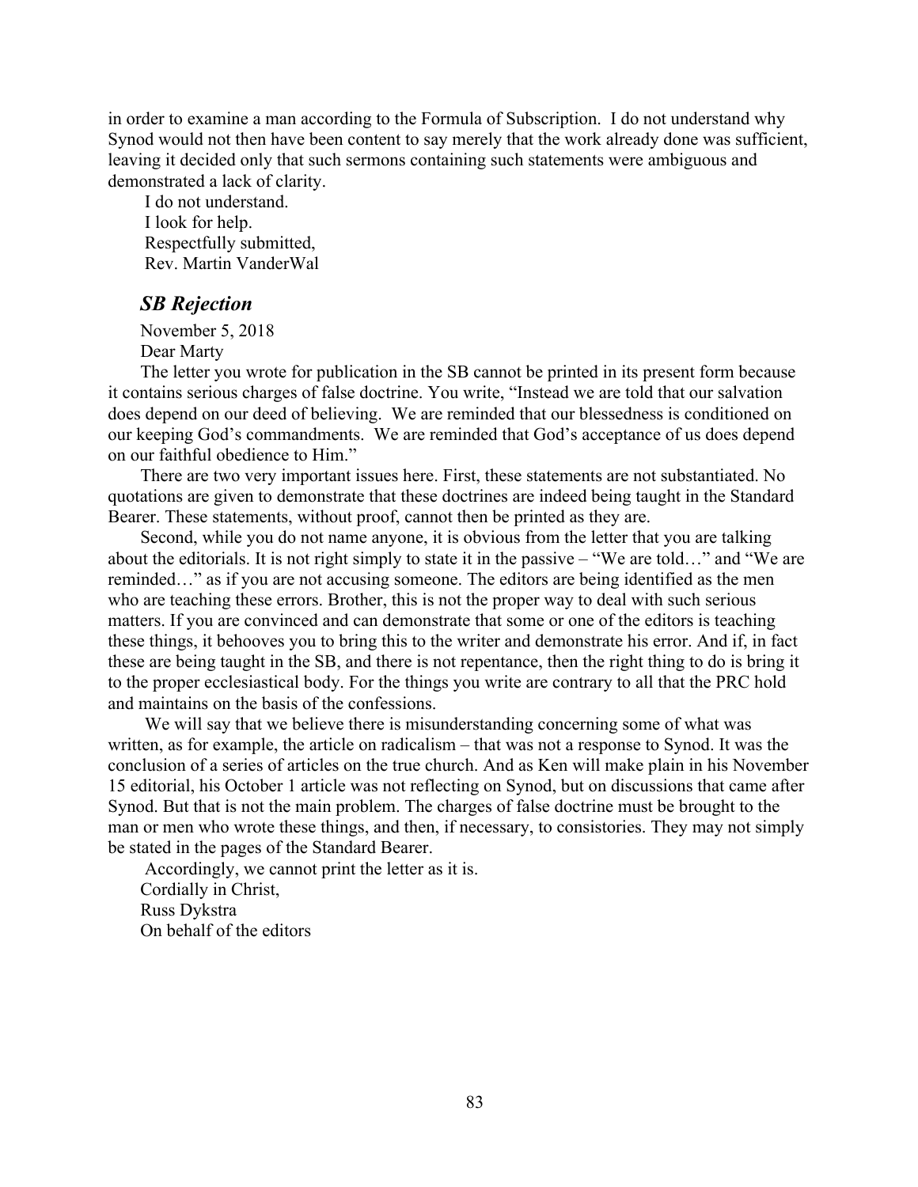in order to examine a man according to the Formula of Subscription. I do not understand why Synod would not then have been content to say merely that the work already done was sufficient, leaving it decided only that such sermons containing such statements were ambiguous and demonstrated a lack of clarity.

I do not understand.

I look for help.

Respectfully submitted,

Rev. Martin VanderWal

### *SB Rejection*

November 5, 2018

Dear Marty

The letter you wrote for publication in the SB cannot be printed in its present form because it contains serious charges of false doctrine. You write, "Instead we are told that our salvation does depend on our deed of believing. We are reminded that our blessedness is conditioned on our keeping God's commandments. We are reminded that God's acceptance of us does depend on our faithful obedience to Him."

There are two very important issues here. First, these statements are not substantiated. No quotations are given to demonstrate that these doctrines are indeed being taught in the Standard Bearer. These statements, without proof, cannot then be printed as they are.

Second, while you do not name anyone, it is obvious from the letter that you are talking about the editorials. It is not right simply to state it in the passive – "We are told…" and "We are reminded…" as if you are not accusing someone. The editors are being identified as the men who are teaching these errors. Brother, this is not the proper way to deal with such serious matters. If you are convinced and can demonstrate that some or one of the editors is teaching these things, it behooves you to bring this to the writer and demonstrate his error. And if, in fact these are being taught in the SB, and there is not repentance, then the right thing to do is bring it to the proper ecclesiastical body. For the things you write are contrary to all that the PRC hold and maintains on the basis of the confessions.

We will say that we believe there is misunderstanding concerning some of what was written, as for example, the article on radicalism – that was not a response to Synod. It was the conclusion of a series of articles on the true church. And as Ken will make plain in his November 15 editorial, his October 1 article was not reflecting on Synod, but on discussions that came after Synod. But that is not the main problem. The charges of false doctrine must be brought to the man or men who wrote these things, and then, if necessary, to consistories. They may not simply be stated in the pages of the Standard Bearer.

Accordingly, we cannot print the letter as it is.

Cordially in Christ,

Russ Dykstra

On behalf of the editors